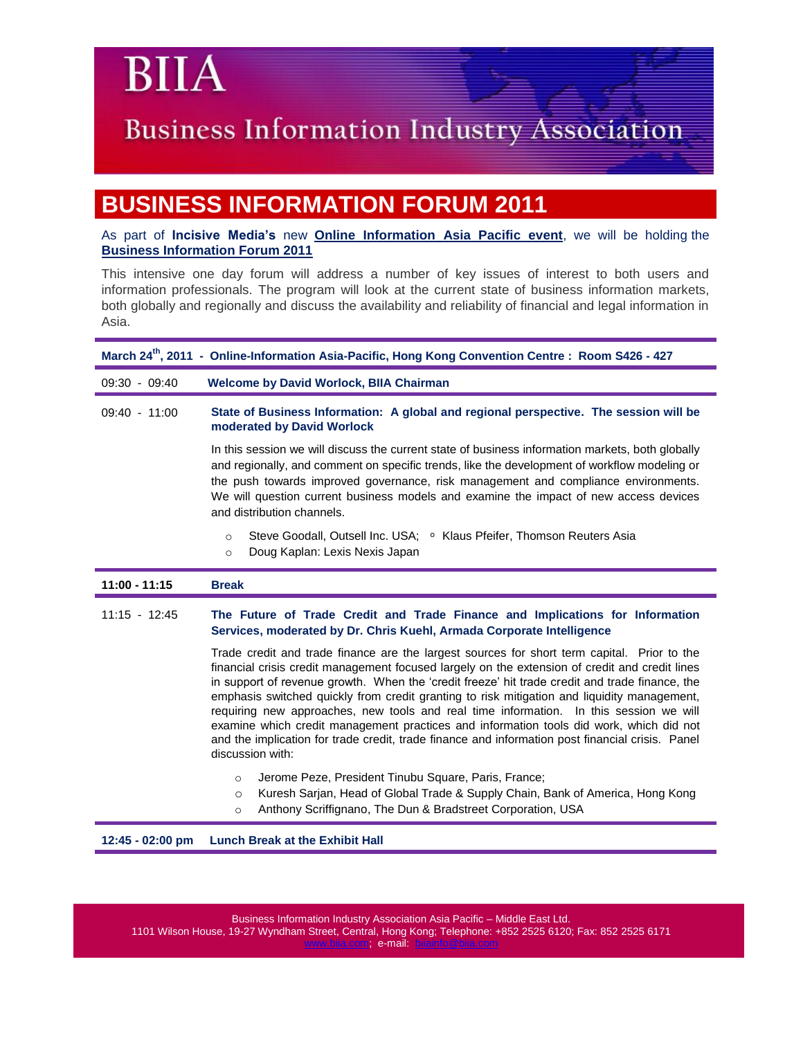# BIIA

## Business Information Industry Association

# BUSINESS INFORMATION FORUM 2011

As part of **Incisive Media's** new **Online Information Asia Pacific event**, we will be holding the **Business Information Forum 2011**

This intensive one day forum will address a number of key issues of interest to both users and information professionals. The program will look at the current state of business information markets, both globally and regionally and discuss the availability and reliability of financial and legal information in Asia.

**March 24th, 2011 - Online-Information Asia-Pacific, Hong Kong Convention Centre : Room S426 - 427**

| | |
|---|---|
| 09:30 - 09:40 | **Welcome by David Worlock, BIIA Chairman** |
| 09:40 - 11:00 | **State of Business Information: A global and regional perspective. The session will be moderated by David Worlock**<br><br>In this session we will discuss the current state of business information markets, both globally and regionally, and comment on specific trends, like the development of workflow modeling or the push towards improved governance, risk management and compliance environments. We will question current business models and examine the impact of new access devices and distribution channels.<br><br>○ Steve Goodall, Outsell Inc. USA; ○ Klaus Pfeifer, Thomson Reuters Asia<br>○ Doug Kaplan: Lexis Nexis Japan |
| **11:00 - 11:15** | **Break** |
| 11:15 - 12:45 | **The Future of Trade Credit and Trade Finance and Implications for Information Services, moderated by Dr. Chris Kuehl, Armada Corporate Intelligence**<br><br>Trade credit and trade finance are the largest sources for short term capital. Prior to the financial crisis credit management focused largely on the extension of credit and credit lines in support of revenue growth. When the 'credit freeze' hit trade credit and trade finance, the emphasis switched quickly from credit granting to risk mitigation and liquidity management, requiring new approaches, new tools and real time information. In this session we will examine which credit management practices and information tools did work, which did not and the implication for trade credit, trade finance and information post financial crisis. Panel discussion with:<br><br>○ Jerome Peze, President Tinubu Square, Paris, France;<br>○ Kuresh Sarjan, Head of Global Trade & Supply Chain, Bank of America, Hong Kong<br>○ Anthony Scriffignano, The Dun & Bradstreet Corporation, USA |
| **12:45 - 02:00 pm** | **Lunch Break at the Exhibit Hall** |

Business Information Industry Association Asia Pacific – Middle East Ltd.
1101 Wilson House, 19-27 Wyndham Street, Central, Hong Kong; Telephone: +852 2525 6120; Fax: 852 2525 6171
www.biia.com; e-mail: biiainfo@biia.com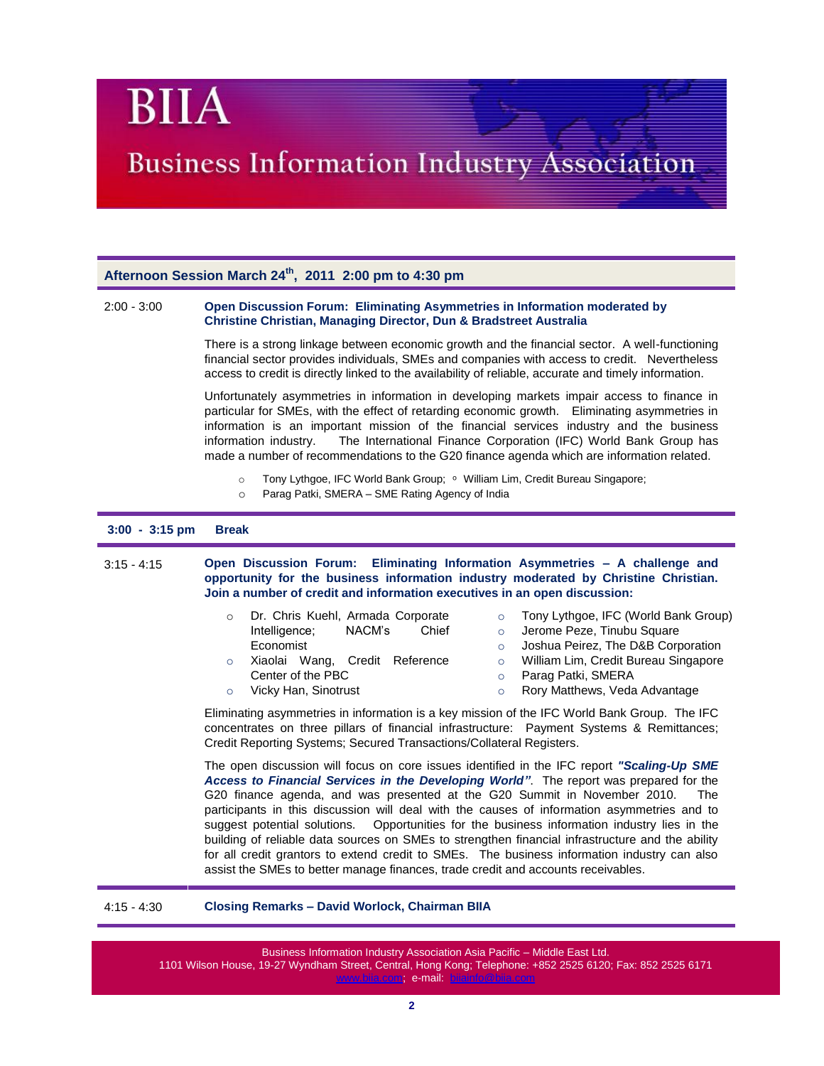# BIIA

## Business Information Industry Association

### Afternoon Session March 24th, 2011 2:00 pm to 4:30 pm

2:00 - 3:00 **Open Discussion Forum: Eliminating Asymmetries in Information moderated by Christine Christian, Managing Director, Dun & Bradstreet Australia**

There is a strong linkage between economic growth and the financial sector. A well-functioning financial sector provides individuals, SMEs and companies with access to credit. Nevertheless access to credit is directly linked to the availability of reliable, accurate and timely information.

Unfortunately asymmetries in information in developing markets impair access to finance in particular for SMEs, with the effect of retarding economic growth. Eliminating asymmetries in information is an important mission of the financial services industry and the business information industry. The International Finance Corporation (IFC) World Bank Group has made a number of recommendations to the G20 finance agenda which are information related.

- Tony Lythgoe, IFC World Bank Group; ◦ William Lim, Credit Bureau Singapore;
- Parag Patki, SMERA – SME Rating Agency of India

**3:00 - 3:15 pm Break**

3:15 - 4:15 **Open Discussion Forum: Eliminating Information Asymmetries – A challenge and opportunity for the business information industry moderated by Christine Christian. Join a number of credit and information executives in an open discussion:**

- Dr. Chris Kuehl, Armada Corporate Intelligence; NACM's Chief Economist
- Xiaolai Wang, Credit Reference Center of the PBC
- Vicky Han, Sinotrust
- Tony Lythgoe, IFC (World Bank Group)
- Jerome Peze, Tinubu Square
- Joshua Peirez, The D&B Corporation
- William Lim, Credit Bureau Singapore
- Parag Patki, SMERA
- Rory Matthews, Veda Advantage

Eliminating asymmetries in information is a key mission of the IFC World Bank Group. The IFC concentrates on three pillars of financial infrastructure: Payment Systems & Remittances; Credit Reporting Systems; Secured Transactions/Collateral Registers.

The open discussion will focus on core issues identified in the IFC report ***"Scaling-Up SME Access to Financial Services in the Developing World"***. The report was prepared for the G20 finance agenda, and was presented at the G20 Summit in November 2010. The participants in this discussion will deal with the causes of information asymmetries and to suggest potential solutions. Opportunities for the business information industry lies in the building of reliable data sources on SMEs to strengthen financial infrastructure and the ability for all credit grantors to extend credit to SMEs. The business information industry can also assist the SMEs to better manage finances, trade credit and accounts receivables.

4:15 - 4:30 **Closing Remarks – David Worlock, Chairman BIIA**

Business Information Industry Association Asia Pacific – Middle East Ltd.
1101 Wilson House, 19-27 Wyndham Street, Central, Hong Kong; Telephone: +852 2525 6120; Fax: 852 2525 6171
www.biia.com; e-mail: biiainfo@biia.com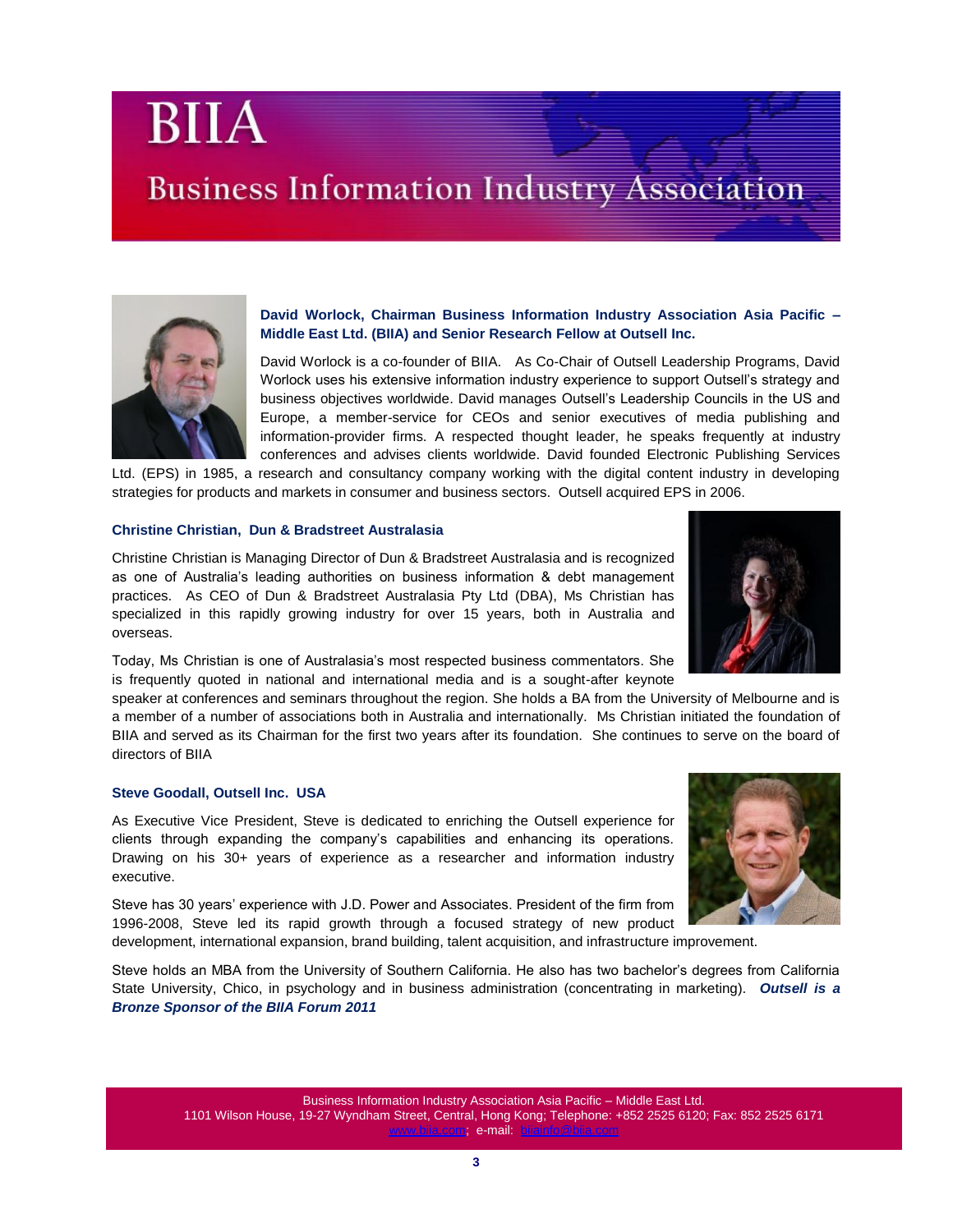**David Worlock, Chairman Business Information Industry Association Asia Pacific – Middle East Ltd. (BIIA) and Senior Research Fellow at Outsell Inc.**

David Worlock is a co-founder of BIIA. As Co-Chair of Outsell Leadership Programs, David Worlock uses his extensive information industry experience to support Outsell's strategy and business objectives worldwide. David manages Outsell's Leadership Councils in the US and Europe, a member-service for CEOs and senior executives of media publishing and information-provider firms. A respected thought leader, he speaks frequently at industry conferences and advises clients worldwide. David founded Electronic Publishing Services Ltd. (EPS) in 1985, a research and consultancy company working with the digital content industry in developing strategies for products and markets in consumer and business sectors. Outsell acquired EPS in 2006.

**Christine Christian, Dun & Bradstreet Australasia**

Christine Christian is Managing Director of Dun & Bradstreet Australasia and is recognized as one of Australia's leading authorities on business information & debt management practices. As CEO of Dun & Bradstreet Australasia Pty Ltd (DBA), Ms Christian has specialized in this rapidly growing industry for over 15 years, both in Australia and overseas.

Today, Ms Christian is one of Australasia's most respected business commentators. She is frequently quoted in national and international media and is a sought-after keynote speaker at conferences and seminars throughout the region. She holds a BA from the University of Melbourne and is a member of a number of associations both in Australia and internationally. Ms Christian initiated the foundation of BIIA and served as its Chairman for the first two years after its foundation. She continues to serve on the board of directors of BIIA

**Steve Goodall, Outsell Inc. USA**

As Executive Vice President, Steve is dedicated to enriching the Outsell experience for clients through expanding the company's capabilities and enhancing its operations. Drawing on his 30+ years of experience as a researcher and information industry executive.

Steve has 30 years' experience with J.D. Power and Associates. President of the firm from 1996-2008, Steve led its rapid growth through a focused strategy of new product development, international expansion, brand building, talent acquisition, and infrastructure improvement.

Steve holds an MBA from the University of Southern California. He also has two bachelor's degrees from California State University, Chico, in psychology and in business administration (concentrating in marketing). ***Outsell is a Bronze Sponsor of the BIIA Forum 2011***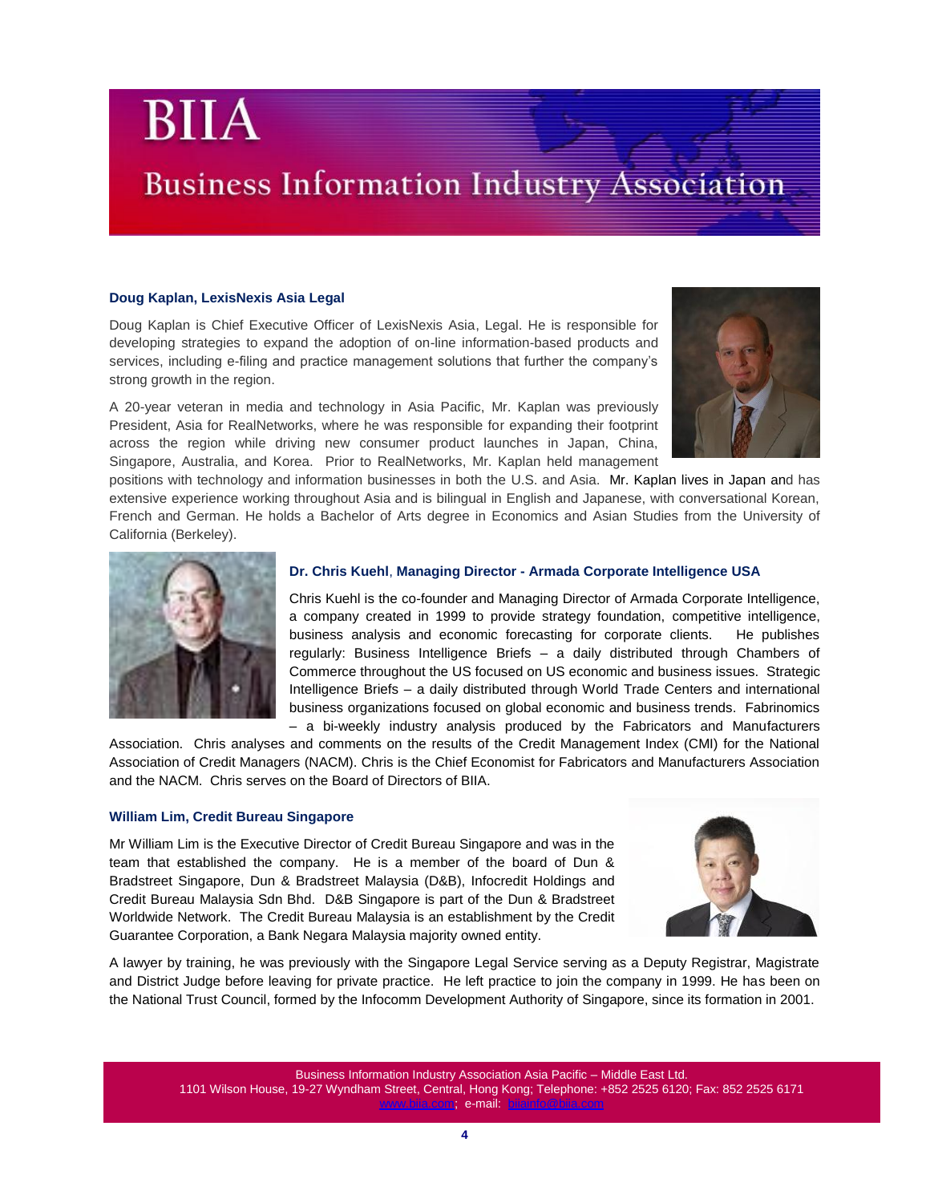### Doug Kaplan, LexisNexis Asia Legal

Doug Kaplan is Chief Executive Officer of LexisNexis Asia, Legal. He is responsible for developing strategies to expand the adoption of on-line information-based products and services, including e-filing and practice management solutions that further the company's strong growth in the region.

A 20-year veteran in media and technology in Asia Pacific, Mr. Kaplan was previously President, Asia for RealNetworks, where he was responsible for expanding their footprint across the region while driving new consumer product launches in Japan, China, Singapore, Australia, and Korea. Prior to RealNetworks, Mr. Kaplan held management positions with technology and information businesses in both the U.S. and Asia. Mr. Kaplan lives in Japan and has extensive experience working throughout Asia and is bilingual in English and Japanese, with conversational Korean, French and German. He holds a Bachelor of Arts degree in Economics and Asian Studies from the University of California (Berkeley).

### Dr. Chris Kuehl, Managing Director - Armada Corporate Intelligence USA

Chris Kuehl is the co-founder and Managing Director of Armada Corporate Intelligence, a company created in 1999 to provide strategy foundation, competitive intelligence, business analysis and economic forecasting for corporate clients. He publishes regularly: Business Intelligence Briefs – a daily distributed through Chambers of Commerce throughout the US focused on US economic and business issues. Strategic Intelligence Briefs – a daily distributed through World Trade Centers and international business organizations focused on global economic and business trends. Fabrinomics – a bi-weekly industry analysis produced by the Fabricators and Manufacturers Association. Chris analyses and comments on the results of the Credit Management Index (CMI) for the National Association of Credit Managers (NACM). Chris is the Chief Economist for Fabricators and Manufacturers Association and the NACM. Chris serves on the Board of Directors of BIIA.

### William Lim, Credit Bureau Singapore

Mr William Lim is the Executive Director of Credit Bureau Singapore and was in the team that established the company. He is a member of the board of Dun & Bradstreet Singapore, Dun & Bradstreet Malaysia (D&B), Infocredit Holdings and Credit Bureau Malaysia Sdn Bhd. D&B Singapore is part of the Dun & Bradstreet Worldwide Network. The Credit Bureau Malaysia is an establishment by the Credit Guarantee Corporation, a Bank Negara Malaysia majority owned entity.

A lawyer by training, he was previously with the Singapore Legal Service serving as a Deputy Registrar, Magistrate and District Judge before leaving for private practice. He left practice to join the company in 1999. He has been on the National Trust Council, formed by the Infocomm Development Authority of Singapore, since its formation in 2001.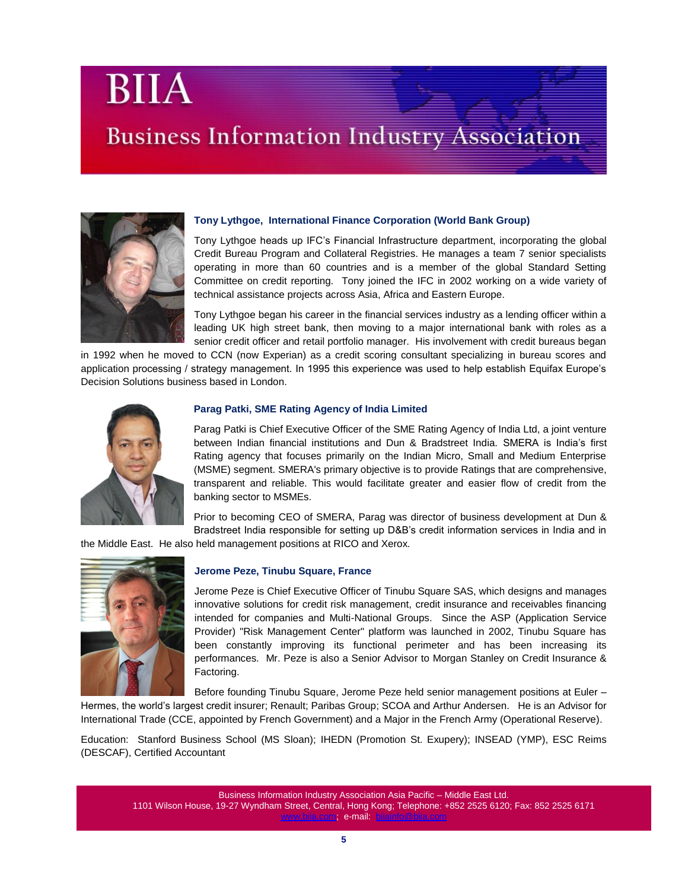### Tony Lythgoe, International Finance Corporation (World Bank Group)

Tony Lythgoe heads up IFC's Financial Infrastructure department, incorporating the global Credit Bureau Program and Collateral Registries. He manages a team 7 senior specialists operating in more than 60 countries and is a member of the global Standard Setting Committee on credit reporting. Tony joined the IFC in 2002 working on a wide variety of technical assistance projects across Asia, Africa and Eastern Europe.

Tony Lythgoe began his career in the financial services industry as a lending officer within a leading UK high street bank, then moving to a major international bank with roles as a senior credit officer and retail portfolio manager. His involvement with credit bureaus began in 1992 when he moved to CCN (now Experian) as a credit scoring consultant specializing in bureau scores and application processing / strategy management. In 1995 this experience was used to help establish Equifax Europe's Decision Solutions business based in London.

### Parag Patki, SME Rating Agency of India Limited

Parag Patki is Chief Executive Officer of the SME Rating Agency of India Ltd, a joint venture between Indian financial institutions and Dun & Bradstreet India. SMERA is India's first Rating agency that focuses primarily on the Indian Micro, Small and Medium Enterprise (MSME) segment. SMERA's primary objective is to provide Ratings that are comprehensive, transparent and reliable. This would facilitate greater and easier flow of credit from the banking sector to MSMEs.

Prior to becoming CEO of SMERA, Parag was director of business development at Dun & Bradstreet India responsible for setting up D&B's credit information services in India and in the Middle East. He also held management positions at RICO and Xerox.

### Jerome Peze, Tinubu Square, France

Jerome Peze is Chief Executive Officer of Tinubu Square SAS, which designs and manages innovative solutions for credit risk management, credit insurance and receivables financing intended for companies and Multi-National Groups. Since the ASP (Application Service Provider) "Risk Management Center" platform was launched in 2002, Tinubu Square has been constantly improving its functional perimeter and has been increasing its performances. Mr. Peze is also a Senior Advisor to Morgan Stanley on Credit Insurance & Factoring.

Before founding Tinubu Square, Jerome Peze held senior management positions at Euler – Hermes, the world's largest credit insurer; Renault; Paribas Group; SCOA and Arthur Andersen. He is an Advisor for International Trade (CCE, appointed by French Government) and a Major in the French Army (Operational Reserve).

Education: Stanford Business School (MS Sloan); IHEDN (Promotion St. Exupery); INSEAD (YMP), ESC Reims (DESCAF), Certified Accountant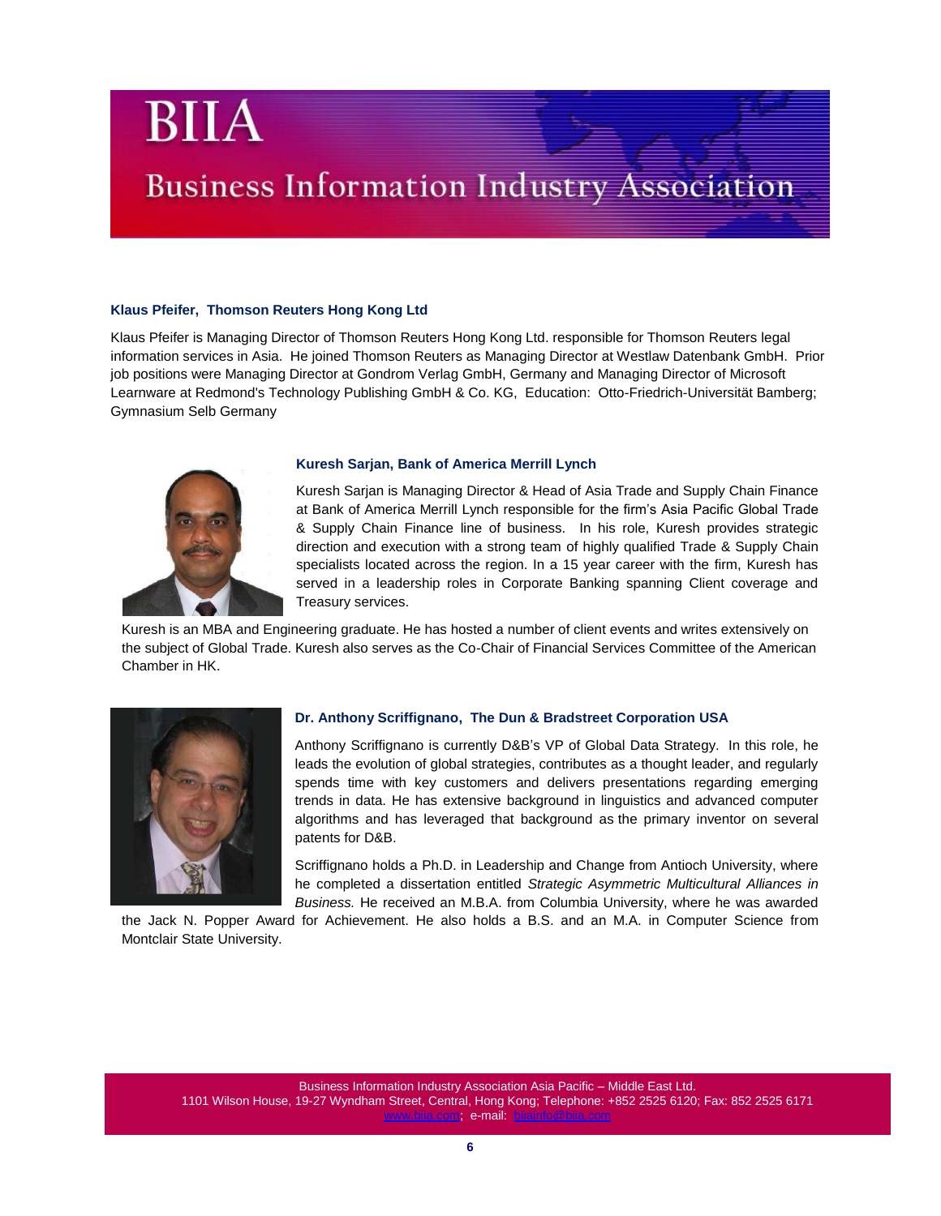#### Klaus Pfeifer, Thomson Reuters Hong Kong Ltd

Klaus Pfeifer is Managing Director of Thomson Reuters Hong Kong Ltd. responsible for Thomson Reuters legal information services in Asia. He joined Thomson Reuters as Managing Director at Westlaw Datenbank GmbH. Prior job positions were Managing Director at Gondrom Verlag GmbH, Germany and Managing Director of Microsoft Learnware at Redmond's Technology Publishing GmbH & Co. KG, Education: Otto-Friedrich-Universität Bamberg; Gymnasium Selb Germany

#### Kuresh Sarjan, Bank of America Merrill Lynch

Kuresh Sarjan is Managing Director & Head of Asia Trade and Supply Chain Finance at Bank of America Merrill Lynch responsible for the firm's Asia Pacific Global Trade & Supply Chain Finance line of business. In his role, Kuresh provides strategic direction and execution with a strong team of highly qualified Trade & Supply Chain specialists located across the region. In a 15 year career with the firm, Kuresh has served in a leadership roles in Corporate Banking spanning Client coverage and Treasury services.

Kuresh is an MBA and Engineering graduate. He has hosted a number of client events and writes extensively on the subject of Global Trade. Kuresh also serves as the Co-Chair of Financial Services Committee of the American Chamber in HK.

#### Dr. Anthony Scriffignano, The Dun & Bradstreet Corporation USA

Anthony Scriffignano is currently D&B's VP of Global Data Strategy. In this role, he leads the evolution of global strategies, contributes as a thought leader, and regularly spends time with key customers and delivers presentations regarding emerging trends in data. He has extensive background in linguistics and advanced computer algorithms and has leveraged that background as the primary inventor on several patents for D&B.

Scriffignano holds a Ph.D. in Leadership and Change from Antioch University, where he completed a dissertation entitled *Strategic Asymmetric Multicultural Alliances in Business.* He received an M.B.A. from Columbia University, where he was awarded the Jack N. Popper Award for Achievement. He also holds a B.S. and an M.A. in Computer Science from Montclair State University.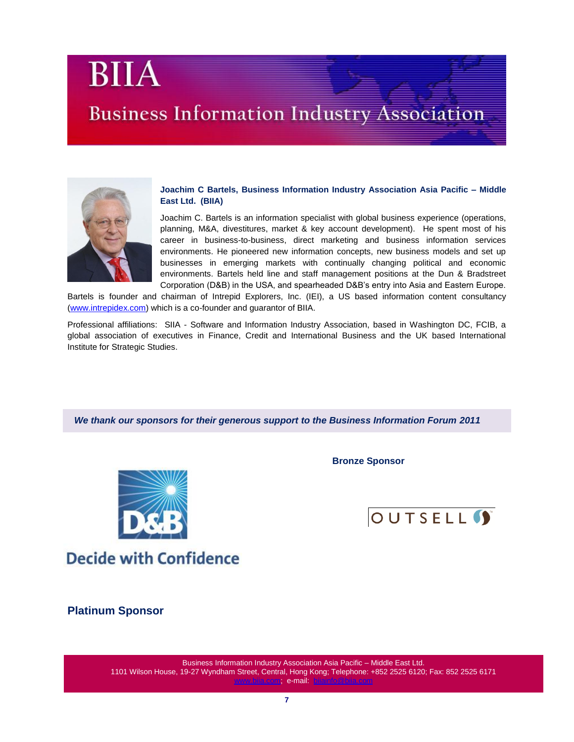# BIIA

## Business Information Industry Association

**Joachim C Bartels, Business Information Industry Association Asia Pacific – Middle East Ltd. (BIIA)**

Joachim C. Bartels is an information specialist with global business experience (operations, planning, M&A, divestitures, market & key account development). He spent most of his career in business-to-business, direct marketing and business information services environments. He pioneered new information concepts, new business models and set up businesses in emerging markets with continually changing political and economic environments. Bartels held line and staff management positions at the Dun & Bradstreet Corporation (D&B) in the USA, and spearheaded D&B's entry into Asia and Eastern Europe. Bartels is founder and chairman of Intrepid Explorers, Inc. (IEI), a US based information content consultancy (www.intrepidex.com) which is a co-founder and guarantor of BIIA.

Professional affiliations: SIIA - Software and Information Industry Association, based in Washington DC, FCIB, a global association of executives in Finance, Credit and International Business and the UK based International Institute for Strategic Studies.

***We thank our sponsors for their generous support to the Business Information Forum 2011***

**Bronze Sponsor**

D&B

Decide with Confidence

OUTSELL

**Platinum Sponsor**

Business Information Industry Association Asia Pacific – Middle East Ltd.
1101 Wilson House, 19-27 Wyndham Street, Central, Hong Kong; Telephone: +852 2525 6120; Fax: 852 2525 6171
www.biia.com; e-mail: biiainfo@biia.com